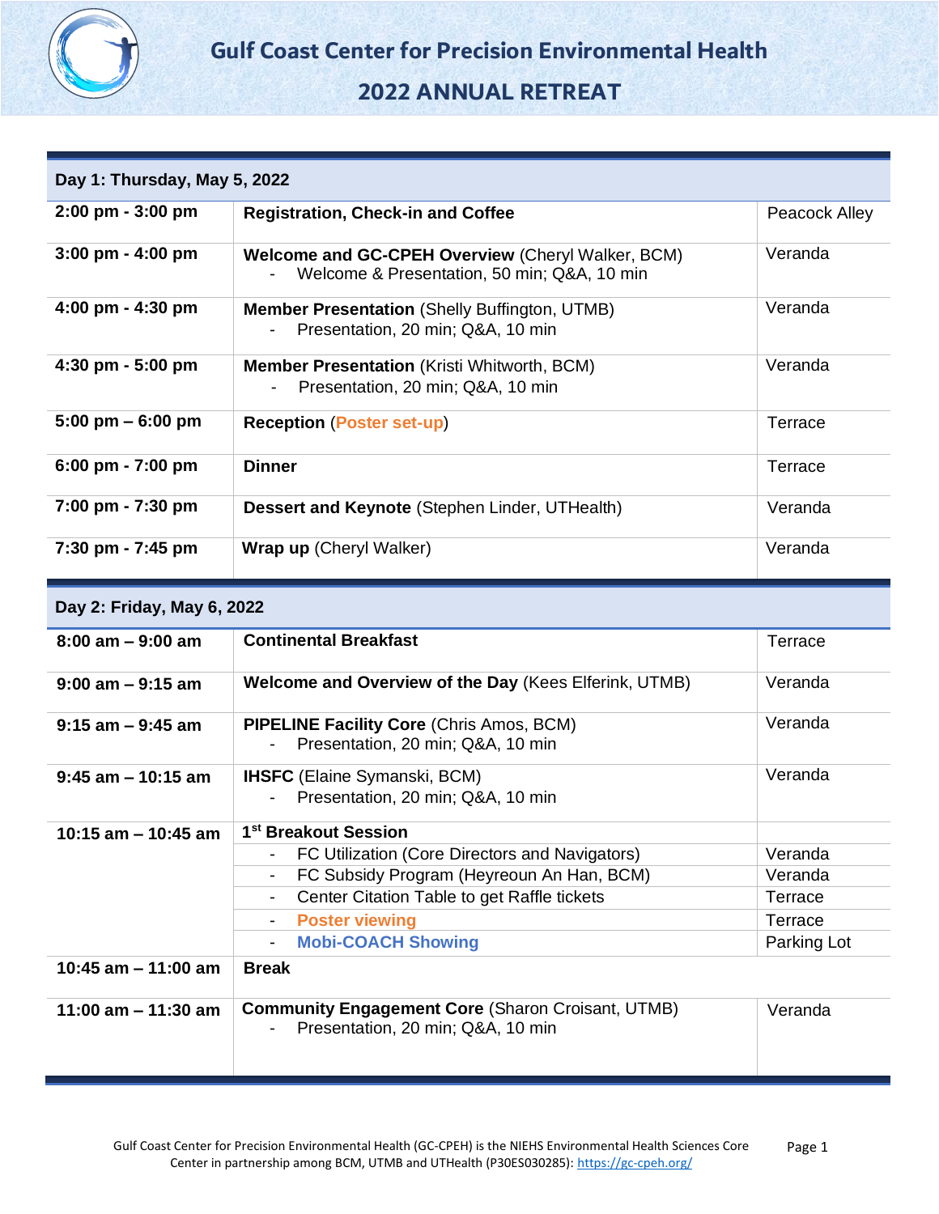# Gulf Coast Center for Precision Environmental Health

## 2022 ANNUAL RETREAT

| **Day 1: Thursday, May 5, 2022** | | |
|---|---|---|
| **2:00 pm - 3:00 pm** | **Registration, Check-in and Coffee** | Peacock Alley |
| **3:00 pm - 4:00 pm** | **Welcome and GC-CPEH Overview** (Cheryl Walker, BCM)<br>- Welcome & Presentation, 50 min; Q&A, 10 min | Veranda |
| **4:00 pm - 4:30 pm** | **Member Presentation** (Shelly Buffington, UTMB)<br>- Presentation, 20 min; Q&A, 10 min | Veranda |
| **4:30 pm - 5:00 pm** | **Member Presentation** (Kristi Whitworth, BCM)<br>- Presentation, 20 min; Q&A, 10 min | Veranda |
| **5:00 pm – 6:00 pm** | **Reception** (**Poster set-up**) | Terrace |
| **6:00 pm - 7:00 pm** | **Dinner** | Terrace |
| **7:00 pm - 7:30 pm** | **Dessert and Keynote** (Stephen Linder, UTHealth) | Veranda |
| **7:30 pm - 7:45 pm** | **Wrap up** (Cheryl Walker) | Veranda |

| **Day 2: Friday, May 6, 2022** | | |
|---|---|---|
| **8:00 am – 9:00 am** | **Continental Breakfast** | Terrace |
| **9:00 am – 9:15 am** | **Welcome and Overview of the Day** (Kees Elferink, UTMB) | Veranda |
| **9:15 am – 9:45 am** | **PIPELINE Facility Core** (Chris Amos, BCM)<br>- Presentation, 20 min; Q&A, 10 min | Veranda |
| **9:45 am – 10:15 am** | **IHSFC** (Elaine Symanski, BCM)<br>- Presentation, 20 min; Q&A, 10 min | Veranda |
| **10:15 am – 10:45 am** | **1st Breakout Session** | |
| | - FC Utilization (Core Directors and Navigators) | Veranda |
| | - FC Subsidy Program (Heyreoun An Han, BCM) | Veranda |
| | - Center Citation Table to get Raffle tickets | Terrace |
| | - **Poster viewing** | Terrace |
| | - **Mobi-COACH Showing** | Parking Lot |
| **10:45 am – 11:00 am** | **Break** | |
| **11:00 am – 11:30 am** | **Community Engagement Core** (Sharon Croisant, UTMB)<br>- Presentation, 20 min; Q&A, 10 min | Veranda |

Gulf Coast Center for Precision Environmental Health (GC-CPEH) is the NIEHS Environmental Health Sciences Core Center in partnership among BCM, UTMB and UTHealth (P30ES030285): https://gc-cpeh.org/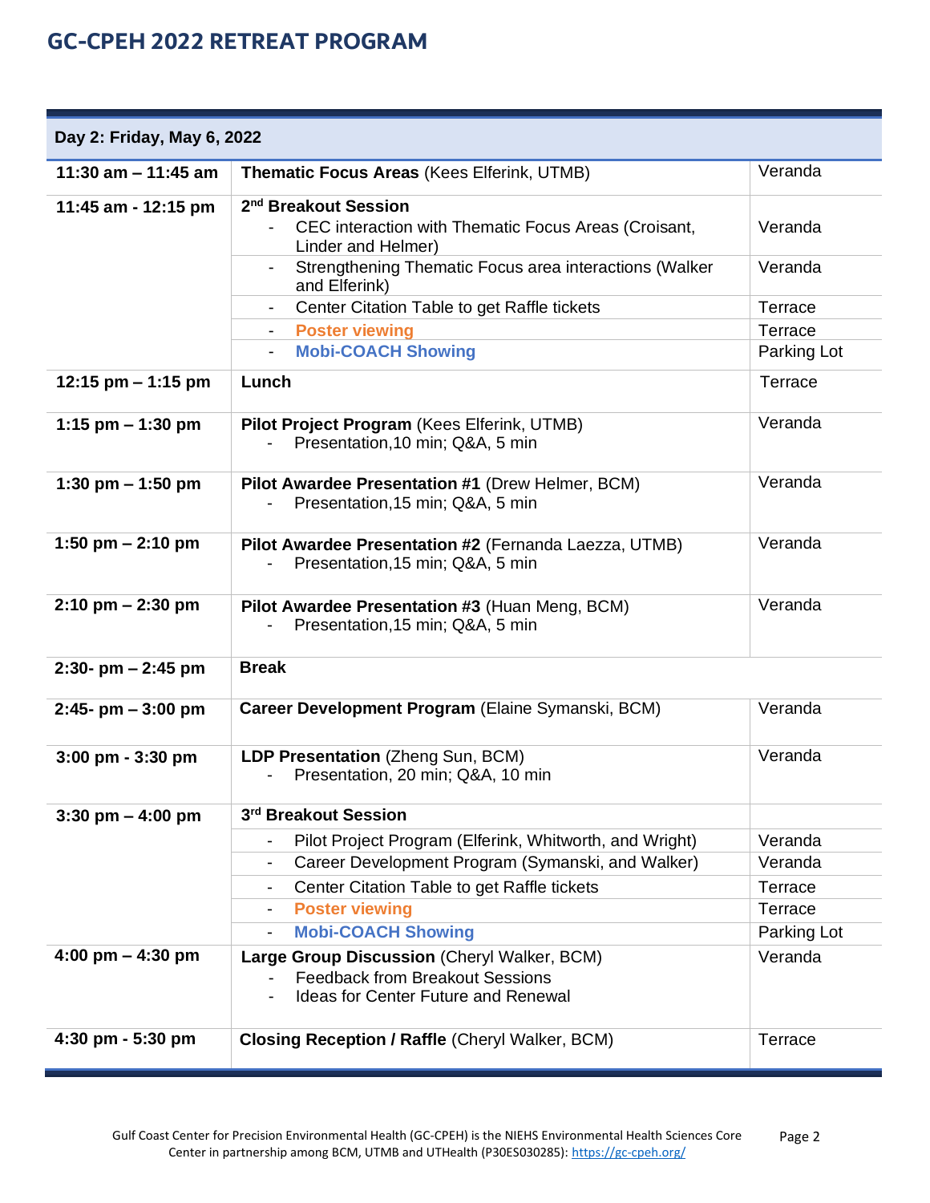# GC-CPEH 2022 RETREAT PROGRAM

| Day 2: Friday, May 6, 2022 | | |
|---|---|---|
| **11:30 am – 11:45 am** | **Thematic Focus Areas** (Kees Elferink, UTMB) | Veranda |
| **11:45 am - 12:15 pm** | **2nd Breakout Session** | |
| | - CEC interaction with Thematic Focus Areas (Croisant, Linder and Helmer) | Veranda |
| | - Strengthening Thematic Focus area interactions (Walker and Elferink) | Veranda |
| | - Center Citation Table to get Raffle tickets | Terrace |
| | - **Poster viewing** | Terrace |
| | - **Mobi-COACH Showing** | Parking Lot |
| **12:15 pm – 1:15 pm** | **Lunch** | Terrace |
| **1:15 pm – 1:30 pm** | **Pilot Project Program** (Kees Elferink, UTMB)<br>- Presentation,10 min; Q&A, 5 min | Veranda |
| **1:30 pm – 1:50 pm** | **Pilot Awardee Presentation #1** (Drew Helmer, BCM)<br>- Presentation,15 min; Q&A, 5 min | Veranda |
| **1:50 pm – 2:10 pm** | **Pilot Awardee Presentation #2** (Fernanda Laezza, UTMB)<br>- Presentation,15 min; Q&A, 5 min | Veranda |
| **2:10 pm – 2:30 pm** | **Pilot Awardee Presentation #3** (Huan Meng, BCM)<br>- Presentation,15 min; Q&A, 5 min | Veranda |
| **2:30- pm – 2:45 pm** | **Break** | |
| **2:45- pm – 3:00 pm** | **Career Development Program** (Elaine Symanski, BCM) | Veranda |
| **3:00 pm - 3:30 pm** | **LDP Presentation** (Zheng Sun, BCM)<br>- Presentation, 20 min; Q&A, 10 min | Veranda |
| **3:30 pm – 4:00 pm** | **3rd Breakout Session** | |
| | - Pilot Project Program (Elferink, Whitworth, and Wright) | Veranda |
| | - Career Development Program (Symanski, and Walker) | Veranda |
| | - Center Citation Table to get Raffle tickets | Terrace |
| | - **Poster viewing** | Terrace |
| | - **Mobi-COACH Showing** | Parking Lot |
| **4:00 pm – 4:30 pm** | **Large Group Discussion** (Cheryl Walker, BCM)<br>- Feedback from Breakout Sessions<br>- Ideas for Center Future and Renewal | Veranda |
| **4:30 pm - 5:30 pm** | **Closing Reception / Raffle** (Cheryl Walker, BCM) | Terrace |

Gulf Coast Center for Precision Environmental Health (GC-CPEH) is the NIEHS Environmental Health Sciences Core Center in partnership among BCM, UTMB and UTHealth (P30ES030285): https://gc-cpeh.org/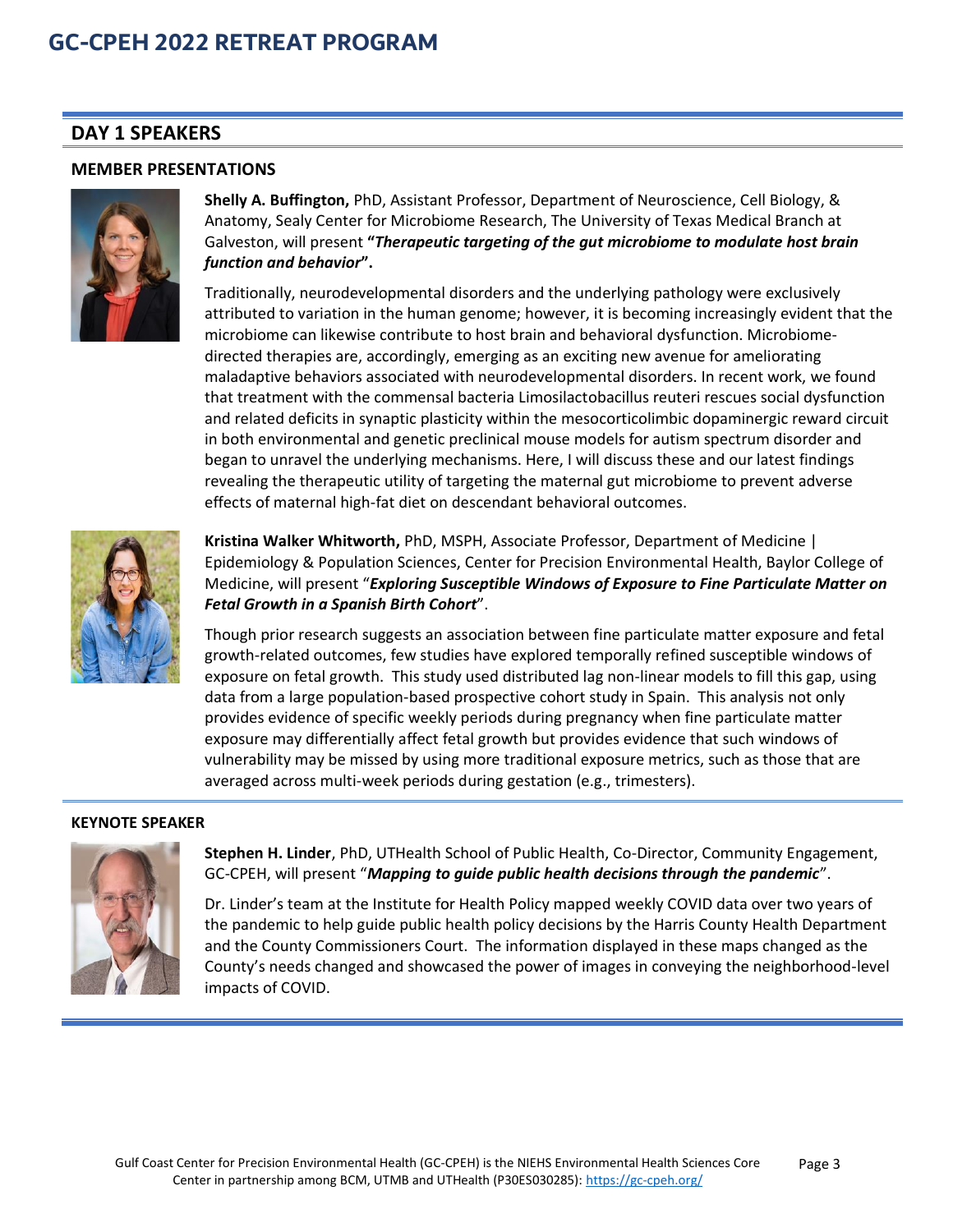## DAY 1 SPEAKERS

### MEMBER PRESENTATIONS

**Shelly A. Buffington,** PhD, Assistant Professor, Department of Neuroscience, Cell Biology, & Anatomy, Sealy Center for Microbiome Research, The University of Texas Medical Branch at Galveston, will present **"*Therapeutic targeting of the gut microbiome to modulate host brain function and behavior*".**

Traditionally, neurodevelopmental disorders and the underlying pathology were exclusively attributed to variation in the human genome; however, it is becoming increasingly evident that the microbiome can likewise contribute to host brain and behavioral dysfunction. Microbiome-directed therapies are, accordingly, emerging as an exciting new avenue for ameliorating maladaptive behaviors associated with neurodevelopmental disorders. In recent work, we found that treatment with the commensal bacteria Limosilactobacillus reuteri rescues social dysfunction and related deficits in synaptic plasticity within the mesocorticolimbic dopaminergic reward circuit in both environmental and genetic preclinical mouse models for autism spectrum disorder and began to unravel the underlying mechanisms. Here, I will discuss these and our latest findings revealing the therapeutic utility of targeting the maternal gut microbiome to prevent adverse effects of maternal high-fat diet on descendant behavioral outcomes.

**Kristina Walker Whitworth,** PhD, MSPH, Associate Professor, Department of Medicine | Epidemiology & Population Sciences, Center for Precision Environmental Health, Baylor College of Medicine, will present "***Exploring Susceptible Windows of Exposure to Fine Particulate Matter on Fetal Growth in a Spanish Birth Cohort***".

Though prior research suggests an association between fine particulate matter exposure and fetal growth-related outcomes, few studies have explored temporally refined susceptible windows of exposure on fetal growth. This study used distributed lag non-linear models to fill this gap, using data from a large population-based prospective cohort study in Spain. This analysis not only provides evidence of specific weekly periods during pregnancy when fine particulate matter exposure may differentially affect fetal growth but provides evidence that such windows of vulnerability may be missed by using more traditional exposure metrics, such as those that are averaged across multi-week periods during gestation (e.g., trimesters).

### KEYNOTE SPEAKER

**Stephen H. Linder**, PhD, UTHealth School of Public Health, Co-Director, Community Engagement, GC-CPEH, will present "***Mapping to guide public health decisions through the pandemic***".

Dr. Linder's team at the Institute for Health Policy mapped weekly COVID data over two years of the pandemic to help guide public health policy decisions by the Harris County Health Department and the County Commissioners Court. The information displayed in these maps changed as the County's needs changed and showcased the power of images in conveying the neighborhood-level impacts of COVID.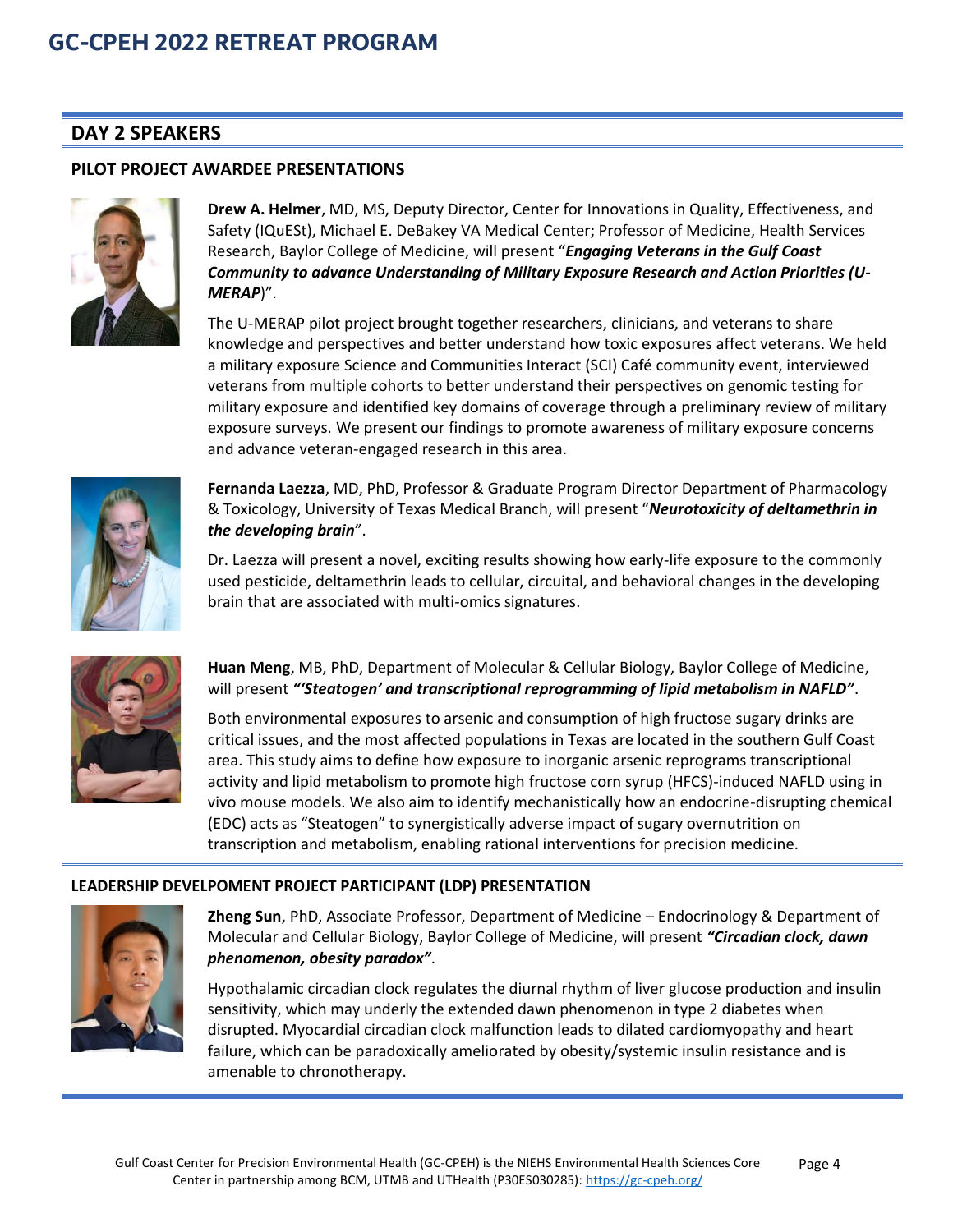## DAY 2 SPEAKERS

### PILOT PROJECT AWARDEE PRESENTATIONS

**Drew A. Helmer**, MD, MS, Deputy Director, Center for Innovations in Quality, Effectiveness, and Safety (IQuESt), Michael E. DeBakey VA Medical Center; Professor of Medicine, Health Services Research, Baylor College of Medicine, will present "***Engaging Veterans in the Gulf Coast Community to advance Understanding of Military Exposure Research and Action Priorities (U-MERAP)***".

The U-MERAP pilot project brought together researchers, clinicians, and veterans to share knowledge and perspectives and better understand how toxic exposures affect veterans. We held a military exposure Science and Communities Interact (SCI) Café community event, interviewed veterans from multiple cohorts to better understand their perspectives on genomic testing for military exposure and identified key domains of coverage through a preliminary review of military exposure surveys. We present our findings to promote awareness of military exposure concerns and advance veteran-engaged research in this area.

**Fernanda Laezza**, MD, PhD, Professor & Graduate Program Director Department of Pharmacology & Toxicology, University of Texas Medical Branch, will present "***Neurotoxicity of deltamethrin in the developing brain***".

Dr. Laezza will present a novel, exciting results showing how early-life exposure to the commonly used pesticide, deltamethrin leads to cellular, circuital, and behavioral changes in the developing brain that are associated with multi-omics signatures.

**Huan Meng**, MB, PhD, Department of Molecular & Cellular Biology, Baylor College of Medicine, will present ***"'Steatogen' and transcriptional reprogramming of lipid metabolism in NAFLD"***.

Both environmental exposures to arsenic and consumption of high fructose sugary drinks are critical issues, and the most affected populations in Texas are located in the southern Gulf Coast area. This study aims to define how exposure to inorganic arsenic reprograms transcriptional activity and lipid metabolism to promote high fructose corn syrup (HFCS)-induced NAFLD using in vivo mouse models. We also aim to identify mechanistically how an endocrine-disrupting chemical (EDC) acts as "Steatogen" to synergistically adverse impact of sugary overnutrition on transcription and metabolism, enabling rational interventions for precision medicine.

### LEADERSHIP DEVELPOMENT PROJECT PARTICIPANT (LDP) PRESENTATION

**Zheng Sun**, PhD, Associate Professor, Department of Medicine – Endocrinology & Department of Molecular and Cellular Biology, Baylor College of Medicine, will present ***"Circadian clock, dawn phenomenon, obesity paradox"***.

Hypothalamic circadian clock regulates the diurnal rhythm of liver glucose production and insulin sensitivity, which may underly the extended dawn phenomenon in type 2 diabetes when disrupted. Myocardial circadian clock malfunction leads to dilated cardiomyopathy and heart failure, which can be paradoxically ameliorated by obesity/systemic insulin resistance and is amenable to chronotherapy.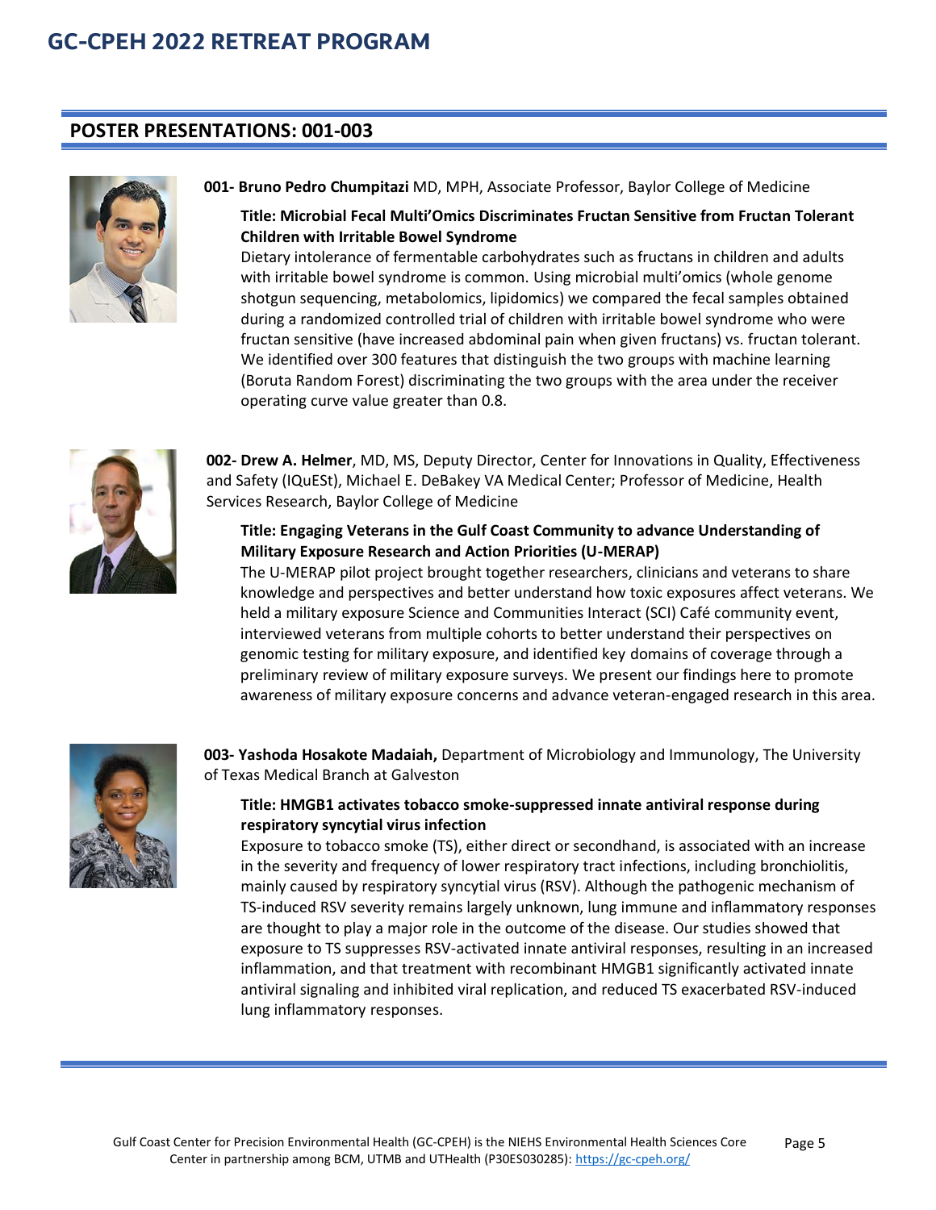## POSTER PRESENTATIONS: 001-003

**001- Bruno Pedro Chumpitazi** MD, MPH, Associate Professor, Baylor College of Medicine

**Title: Microbial Fecal Multi'Omics Discriminates Fructan Sensitive from Fructan Tolerant Children with Irritable Bowel Syndrome**

Dietary intolerance of fermentable carbohydrates such as fructans in children and adults with irritable bowel syndrome is common. Using microbial multi'omics (whole genome shotgun sequencing, metabolomics, lipidomics) we compared the fecal samples obtained during a randomized controlled trial of children with irritable bowel syndrome who were fructan sensitive (have increased abdominal pain when given fructans) vs. fructan tolerant. We identified over 300 features that distinguish the two groups with machine learning (Boruta Random Forest) discriminating the two groups with the area under the receiver operating curve value greater than 0.8.

**002- Drew A. Helmer**, MD, MS, Deputy Director, Center for Innovations in Quality, Effectiveness and Safety (IQuESt), Michael E. DeBakey VA Medical Center; Professor of Medicine, Health Services Research, Baylor College of Medicine

**Title: Engaging Veterans in the Gulf Coast Community to advance Understanding of Military Exposure Research and Action Priorities (U-MERAP)**

The U-MERAP pilot project brought together researchers, clinicians and veterans to share knowledge and perspectives and better understand how toxic exposures affect veterans. We held a military exposure Science and Communities Interact (SCI) Café community event, interviewed veterans from multiple cohorts to better understand their perspectives on genomic testing for military exposure, and identified key domains of coverage through a preliminary review of military exposure surveys. We present our findings here to promote awareness of military exposure concerns and advance veteran-engaged research in this area.

**003- Yashoda Hosakote Madaiah,** Department of Microbiology and Immunology, The University of Texas Medical Branch at Galveston

**Title: HMGB1 activates tobacco smoke-suppressed innate antiviral response during respiratory syncytial virus infection**

Exposure to tobacco smoke (TS), either direct or secondhand, is associated with an increase in the severity and frequency of lower respiratory tract infections, including bronchiolitis, mainly caused by respiratory syncytial virus (RSV). Although the pathogenic mechanism of TS-induced RSV severity remains largely unknown, lung immune and inflammatory responses are thought to play a major role in the outcome of the disease. Our studies showed that exposure to TS suppresses RSV-activated innate antiviral responses, resulting in an increased inflammation, and that treatment with recombinant HMGB1 significantly activated innate antiviral signaling and inhibited viral replication, and reduced TS exacerbated RSV-induced lung inflammatory responses.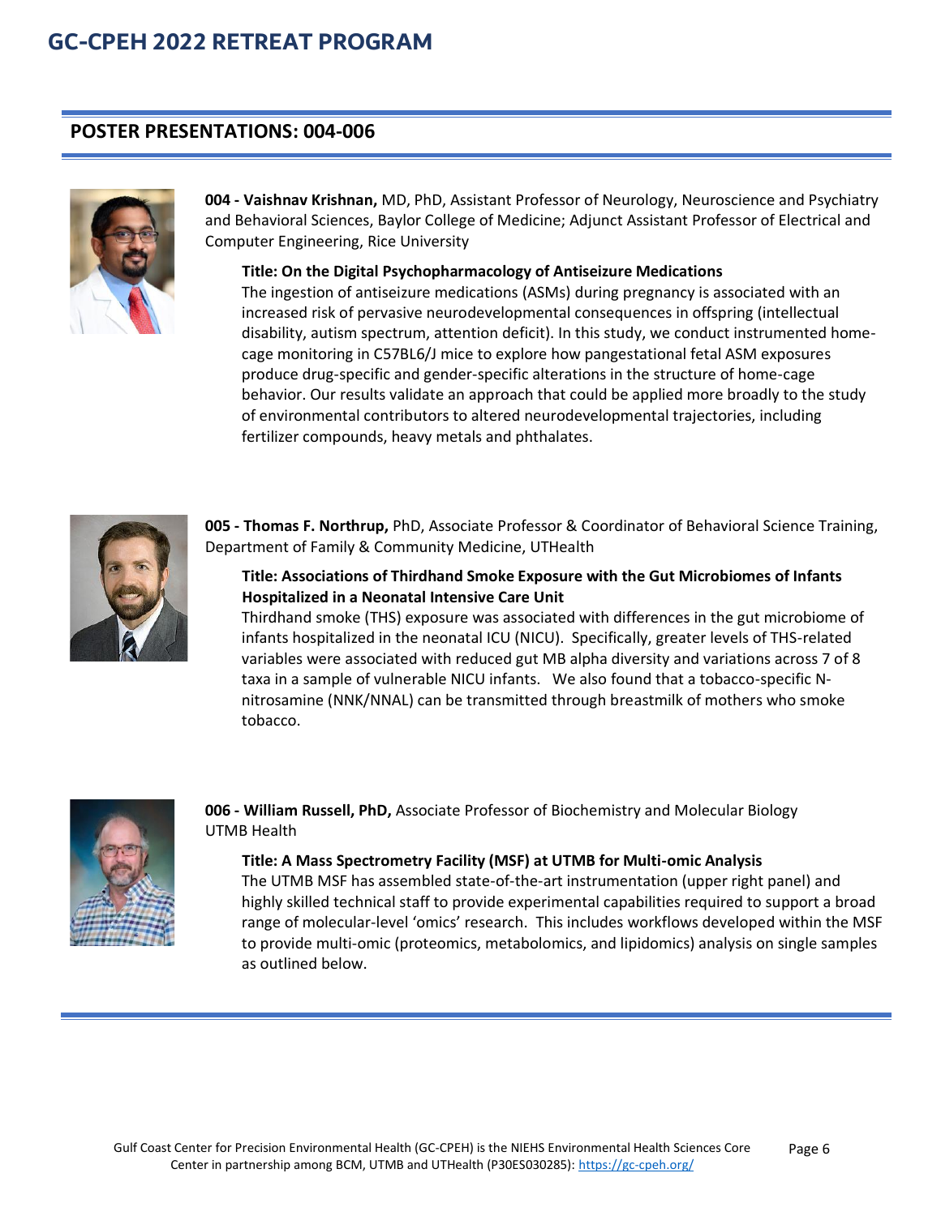## POSTER PRESENTATIONS: 004-006

**004 - Vaishnav Krishnan,** MD, PhD, Assistant Professor of Neurology, Neuroscience and Psychiatry and Behavioral Sciences, Baylor College of Medicine; Adjunct Assistant Professor of Electrical and Computer Engineering, Rice University

**Title: On the Digital Psychopharmacology of Antiseizure Medications**

The ingestion of antiseizure medications (ASMs) during pregnancy is associated with an increased risk of pervasive neurodevelopmental consequences in offspring (intellectual disability, autism spectrum, attention deficit). In this study, we conduct instrumented home-cage monitoring in C57BL6/J mice to explore how pangestational fetal ASM exposures produce drug-specific and gender-specific alterations in the structure of home-cage behavior. Our results validate an approach that could be applied more broadly to the study of environmental contributors to altered neurodevelopmental trajectories, including fertilizer compounds, heavy metals and phthalates.

**005 - Thomas F. Northrup,** PhD, Associate Professor & Coordinator of Behavioral Science Training, Department of Family & Community Medicine, UTHealth

**Title: Associations of Thirdhand Smoke Exposure with the Gut Microbiomes of Infants Hospitalized in a Neonatal Intensive Care Unit**

Thirdhand smoke (THS) exposure was associated with differences in the gut microbiome of infants hospitalized in the neonatal ICU (NICU). Specifically, greater levels of THS-related variables were associated with reduced gut MB alpha diversity and variations across 7 of 8 taxa in a sample of vulnerable NICU infants. We also found that a tobacco-specific N-nitrosamine (NNK/NNAL) can be transmitted through breastmilk of mothers who smoke tobacco.

**006 - William Russell, PhD,** Associate Professor of Biochemistry and Molecular Biology UTMB Health

**Title: A Mass Spectrometry Facility (MSF) at UTMB for Multi-omic Analysis**

The UTMB MSF has assembled state-of-the-art instrumentation (upper right panel) and highly skilled technical staff to provide experimental capabilities required to support a broad range of molecular-level 'omics' research. This includes workflows developed within the MSF to provide multi-omic (proteomics, metabolomics, and lipidomics) analysis on single samples as outlined below.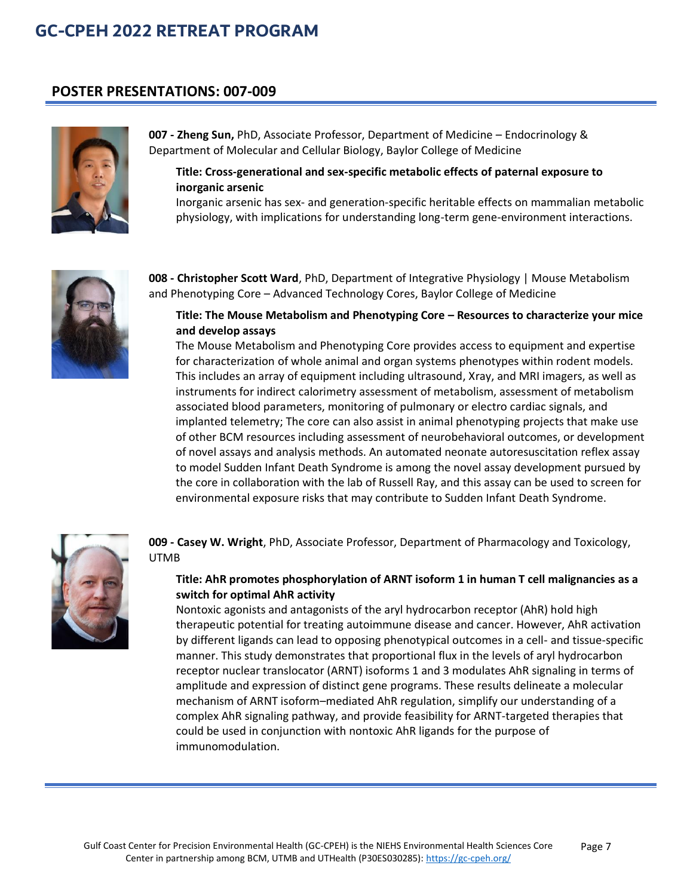## POSTER PRESENTATIONS: 007-009

**007 - Zheng Sun,** PhD, Associate Professor, Department of Medicine – Endocrinology & Department of Molecular and Cellular Biology, Baylor College of Medicine

**Title: Cross-generational and sex-specific metabolic effects of paternal exposure to inorganic arsenic**

Inorganic arsenic has sex- and generation-specific heritable effects on mammalian metabolic physiology, with implications for understanding long-term gene-environment interactions.

**008 - Christopher Scott Ward**, PhD, Department of Integrative Physiology | Mouse Metabolism and Phenotyping Core – Advanced Technology Cores, Baylor College of Medicine

**Title: The Mouse Metabolism and Phenotyping Core – Resources to characterize your mice and develop assays**

The Mouse Metabolism and Phenotyping Core provides access to equipment and expertise for characterization of whole animal and organ systems phenotypes within rodent models. This includes an array of equipment including ultrasound, Xray, and MRI imagers, as well as instruments for indirect calorimetry assessment of metabolism, assessment of metabolism associated blood parameters, monitoring of pulmonary or electro cardiac signals, and implanted telemetry; The core can also assist in animal phenotyping projects that make use of other BCM resources including assessment of neurobehavioral outcomes, or development of novel assays and analysis methods. An automated neonate autoresuscitation reflex assay to model Sudden Infant Death Syndrome is among the novel assay development pursued by the core in collaboration with the lab of Russell Ray, and this assay can be used to screen for environmental exposure risks that may contribute to Sudden Infant Death Syndrome.

**009 - Casey W. Wright**, PhD, Associate Professor, Department of Pharmacology and Toxicology, UTMB

**Title: AhR promotes phosphorylation of ARNT isoform 1 in human T cell malignancies as a switch for optimal AhR activity**

Nontoxic agonists and antagonists of the aryl hydrocarbon receptor (AhR) hold high therapeutic potential for treating autoimmune disease and cancer. However, AhR activation by different ligands can lead to opposing phenotypical outcomes in a cell- and tissue-specific manner. This study demonstrates that proportional flux in the levels of aryl hydrocarbon receptor nuclear translocator (ARNT) isoforms 1 and 3 modulates AhR signaling in terms of amplitude and expression of distinct gene programs. These results delineate a molecular mechanism of ARNT isoform–mediated AhR regulation, simplify our understanding of a complex AhR signaling pathway, and provide feasibility for ARNT-targeted therapies that could be used in conjunction with nontoxic AhR ligands for the purpose of immunomodulation.